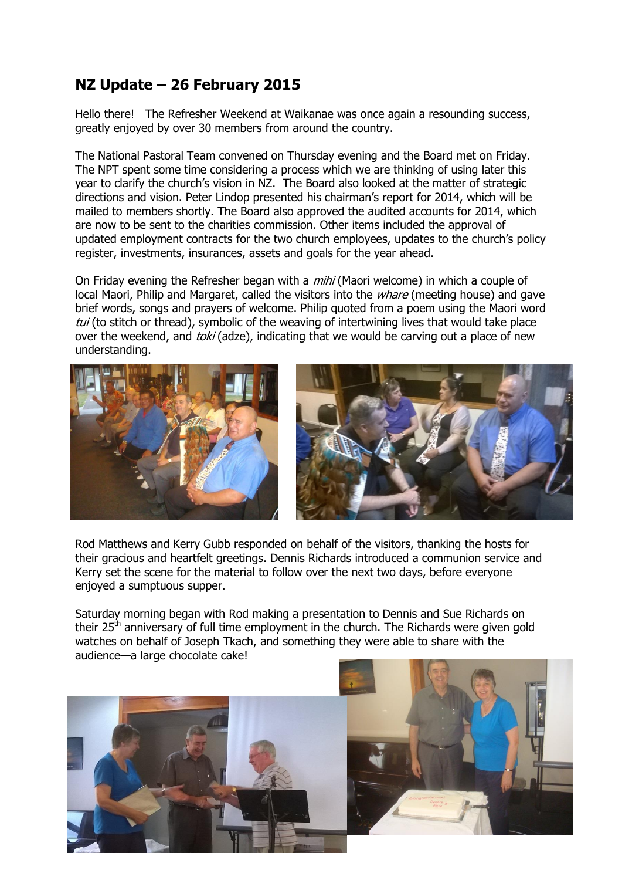## NZ Update – 26 February 2015

Hello there! The Refresher Weekend at Waikanae was once again a resounding success, greatly enjoyed by over 30 members from around the country.

The National Pastoral Team convened on Thursday evening and the Board met on Friday. The NPT spent some time considering a process which we are thinking of using later this year to clarify the church's vision in NZ. The Board also looked at the matter of strategic directions and vision. Peter Lindop presented his chairman's report for 2014, which will be mailed to members shortly. The Board also approved the audited accounts for 2014, which are now to be sent to the charities commission. Other items included the approval of updated employment contracts for the two church employees, updates to the church's policy register, investments, insurances, assets and goals for the year ahead.

On Friday evening the Refresher began with a *mihi* (Maori welcome) in which a couple of local Maori, Philip and Margaret, called the visitors into the *whare* (meeting house) and gave brief words, songs and prayers of welcome. Philip quoted from a poem using the Maori word *tui* (to stitch or thread), symbolic of the weaving of intertwining lives that would take place over the weekend, and *toki* (adze), indicating that we would be carving out a place of new understanding.

Rod Matthews and Kerry Gubb responded on behalf of the visitors, thanking the hosts for their gracious and heartfelt greetings. Dennis Richards introduced a communion service and Kerry set the scene for the material to follow over the next two days, before everyone enjoyed a sumptuous supper.

Saturday morning began with Rod making a presentation to Dennis and Sue Richards on their 25th anniversary of full time employment in the church. The Richards were given gold watches on behalf of Joseph Tkach, and something they were able to share with the audience—a large chocolate cake!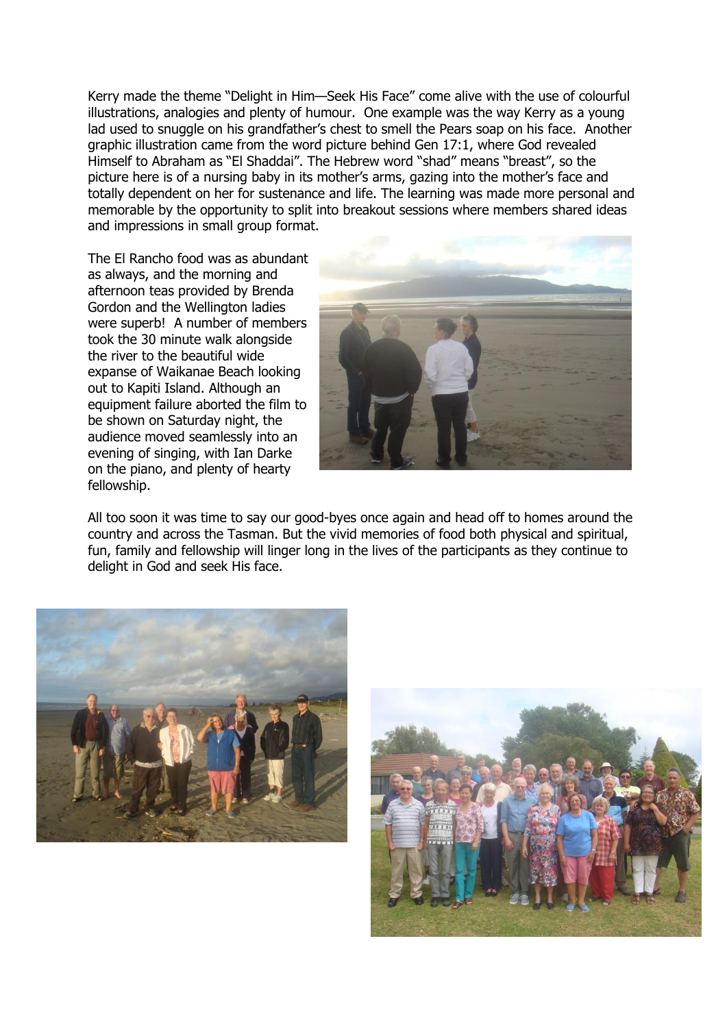Kerry made the theme "Delight in Him—Seek His Face" come alive with the use of colourful illustrations, analogies and plenty of humour. One example was the way Kerry as a young lad used to snuggle on his grandfather's chest to smell the Pears soap on his face. Another graphic illustration came from the word picture behind Gen 17:1, where God revealed Himself to Abraham as "El Shaddai". The Hebrew word "shad" means "breast", so the picture here is of a nursing baby in its mother's arms, gazing into the mother's face and totally dependent on her for sustenance and life. The learning was made more personal and memorable by the opportunity to split into breakout sessions where members shared ideas and impressions in small group format.

The El Rancho food was as abundant as always, and the morning and afternoon teas provided by Brenda Gordon and the Wellington ladies were superb! A number of members took the 30 minute walk alongside the river to the beautiful wide expanse of Waikanae Beach looking out to Kapiti Island. Although an equipment failure aborted the film to be shown on Saturday night, the audience moved seamlessly into an evening of singing, with Ian Darke on the piano, and plenty of hearty fellowship.

All too soon it was time to say our good-byes once again and head off to homes around the country and across the Tasman. But the vivid memories of food both physical and spiritual, fun, family and fellowship will linger long in the lives of the participants as they continue to delight in God and seek His face.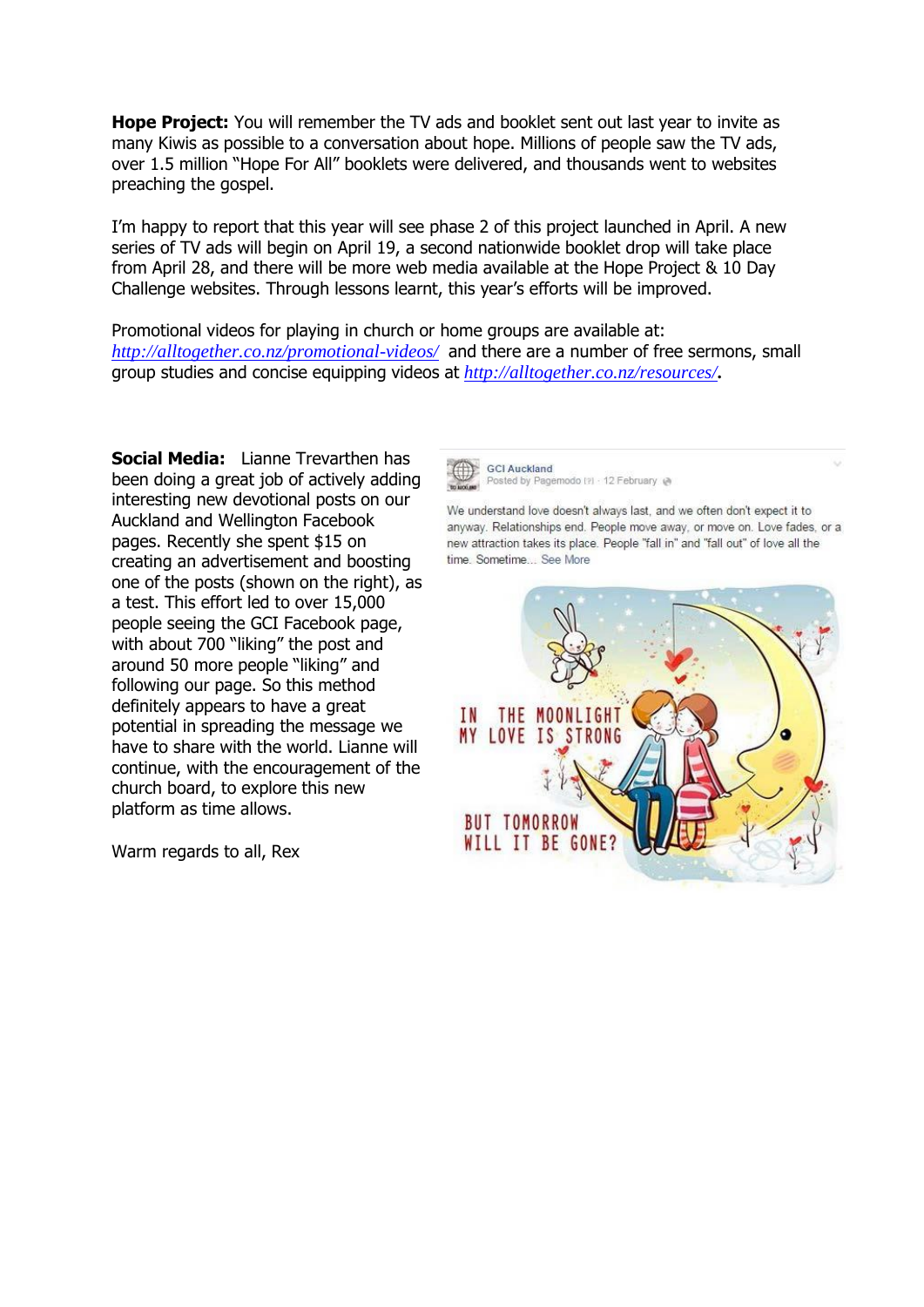**Hope Project:** You will remember the TV ads and booklet sent out last year to invite as many Kiwis as possible to a conversation about hope. Millions of people saw the TV ads, over 1.5 million "Hope For All" booklets were delivered, and thousands went to websites preaching the gospel.

I'm happy to report that this year will see phase 2 of this project launched in April. A new series of TV ads will begin on April 19, a second nationwide booklet drop will take place from April 28, and there will be more web media available at the Hope Project & 10 Day Challenge websites. Through lessons learnt, this year's efforts will be improved.

Promotional videos for playing in church or home groups are available at: *http://alltogether.co.nz/promotional-videos/* and there are a number of free sermons, small group studies and concise equipping videos at *http://alltogether.co.nz/resources/*.

**Social Media:** Lianne Trevarthen has been doing a great job of actively adding interesting new devotional posts on our Auckland and Wellington Facebook pages. Recently she spent $15 on creating an advertisement and boosting one of the posts (shown on the right), as a test. This effort led to over 15,000 people seeing the GCI Facebook page, with about 700 "liking" the post and around 50 more people "liking" and following our page. So this method definitely appears to have a great potential in spreading the message we have to share with the world. Lianne will continue, with the encouragement of the church board, to explore this new platform as time allows.

Warm regards to all, Rex